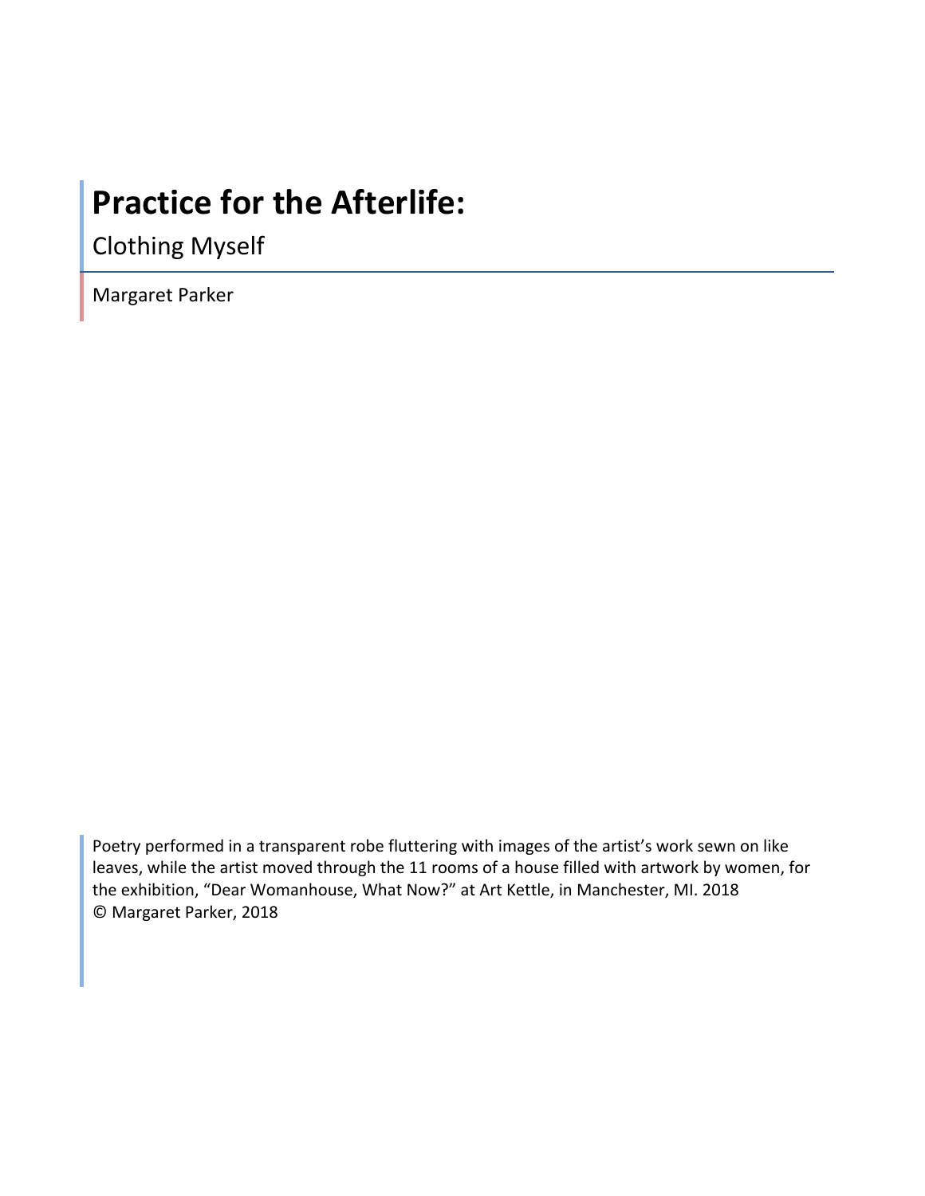# Practice for the Afterlife:

## Clothing Myself

Margaret Parker

Poetry performed in a transparent robe fluttering with images of the artist's work sewn on like leaves, while the artist moved through the 11 rooms of a house filled with artwork by women, for the exhibition, "Dear Womanhouse, What Now?" at Art Kettle, in Manchester, MI. 2018
© Margaret Parker, 2018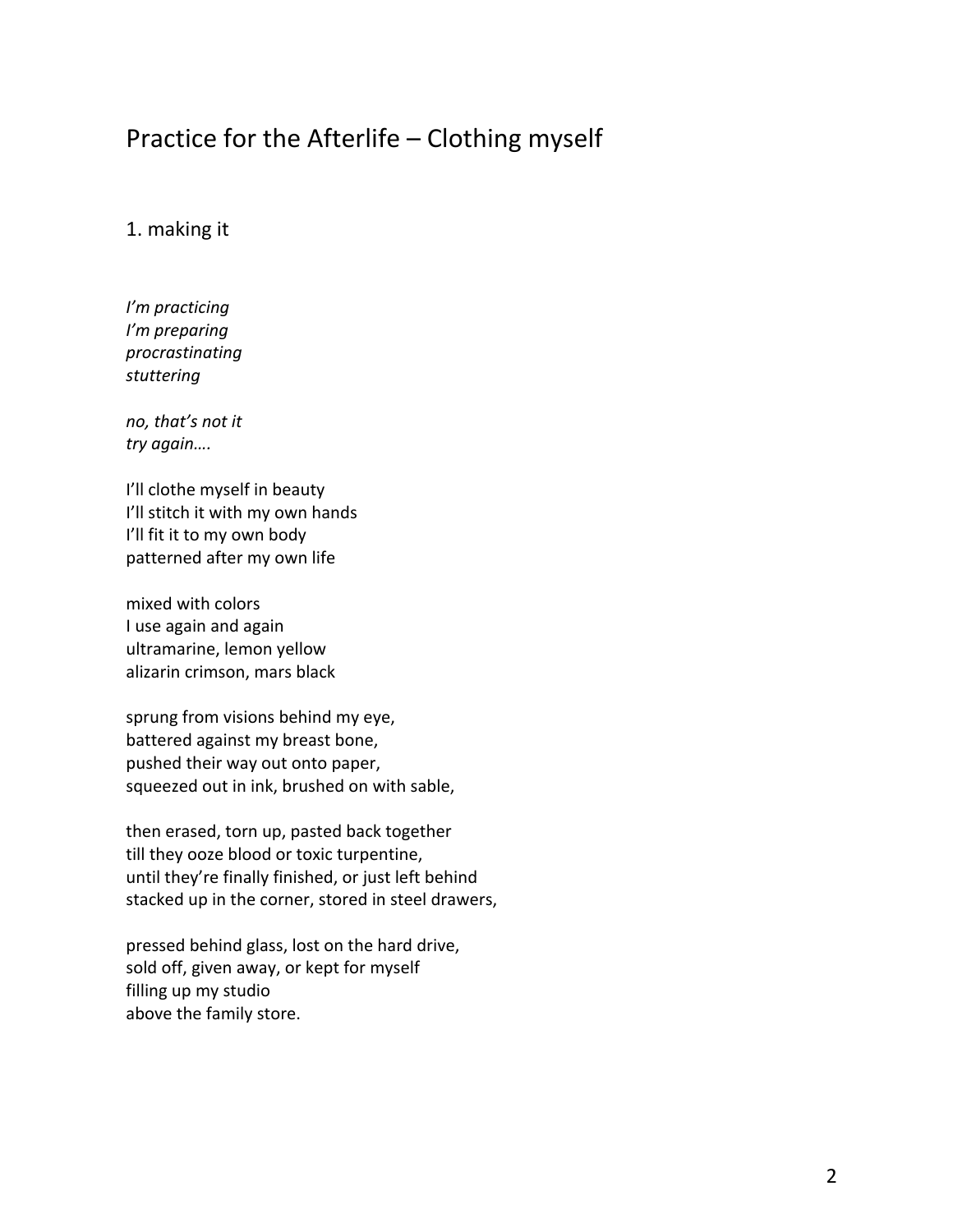# Practice for the Afterlife – Clothing myself

## 1. making it

*I'm practicing*  
*I'm preparing*  
*procrastinating*  
*stuttering*

*no, that's not it*  
*try again….*

I'll clothe myself in beauty  
I'll stitch it with my own hands  
I'll fit it to my own body  
patterned after my own life

mixed with colors  
I use again and again  
ultramarine, lemon yellow  
alizarin crimson, mars black

sprung from visions behind my eye,  
battered against my breast bone,  
pushed their way out onto paper,  
squeezed out in ink, brushed on with sable,

then erased, torn up, pasted back together  
till they ooze blood or toxic turpentine,  
until they're finally finished, or just left behind  
stacked up in the corner, stored in steel drawers,

pressed behind glass, lost on the hard drive,  
sold off, given away, or kept for myself  
filling up my studio  
above the family store.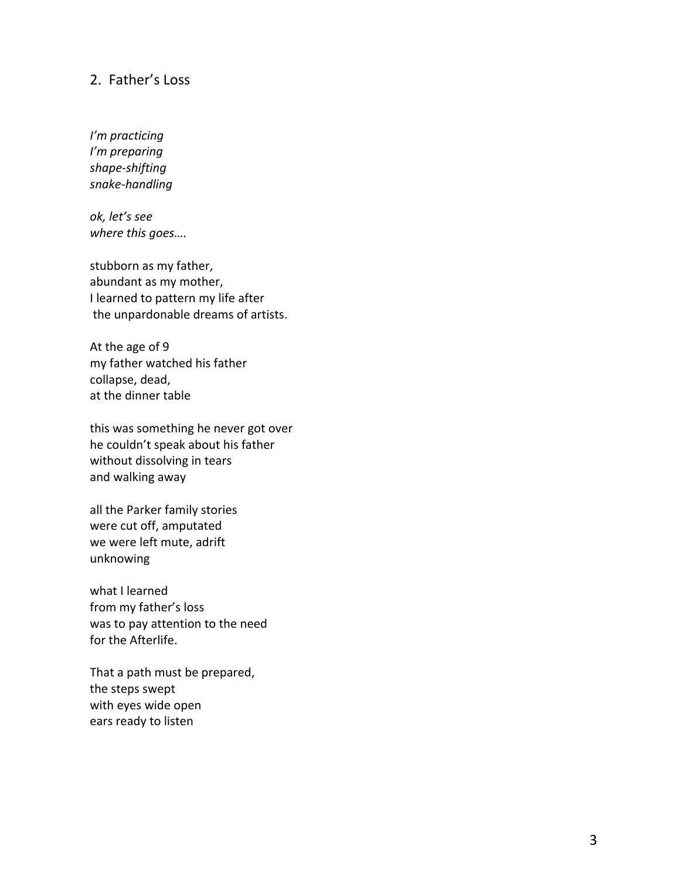## 2. Father's Loss

*I'm practicing*
*I'm preparing*
*shape-shifting*
*snake-handling*

*ok, let's see*
*where this goes….*

stubborn as my father,
abundant as my mother,
I learned to pattern my life after
the unpardonable dreams of artists.

At the age of 9
my father watched his father
collapse, dead,
at the dinner table

this was something he never got over
he couldn't speak about his father
without dissolving in tears
and walking away

all the Parker family stories
were cut off, amputated
we were left mute, adrift
unknowing

what I learned
from my father's loss
was to pay attention to the need
for the Afterlife.

That a path must be prepared,
the steps swept
with eyes wide open
ears ready to listen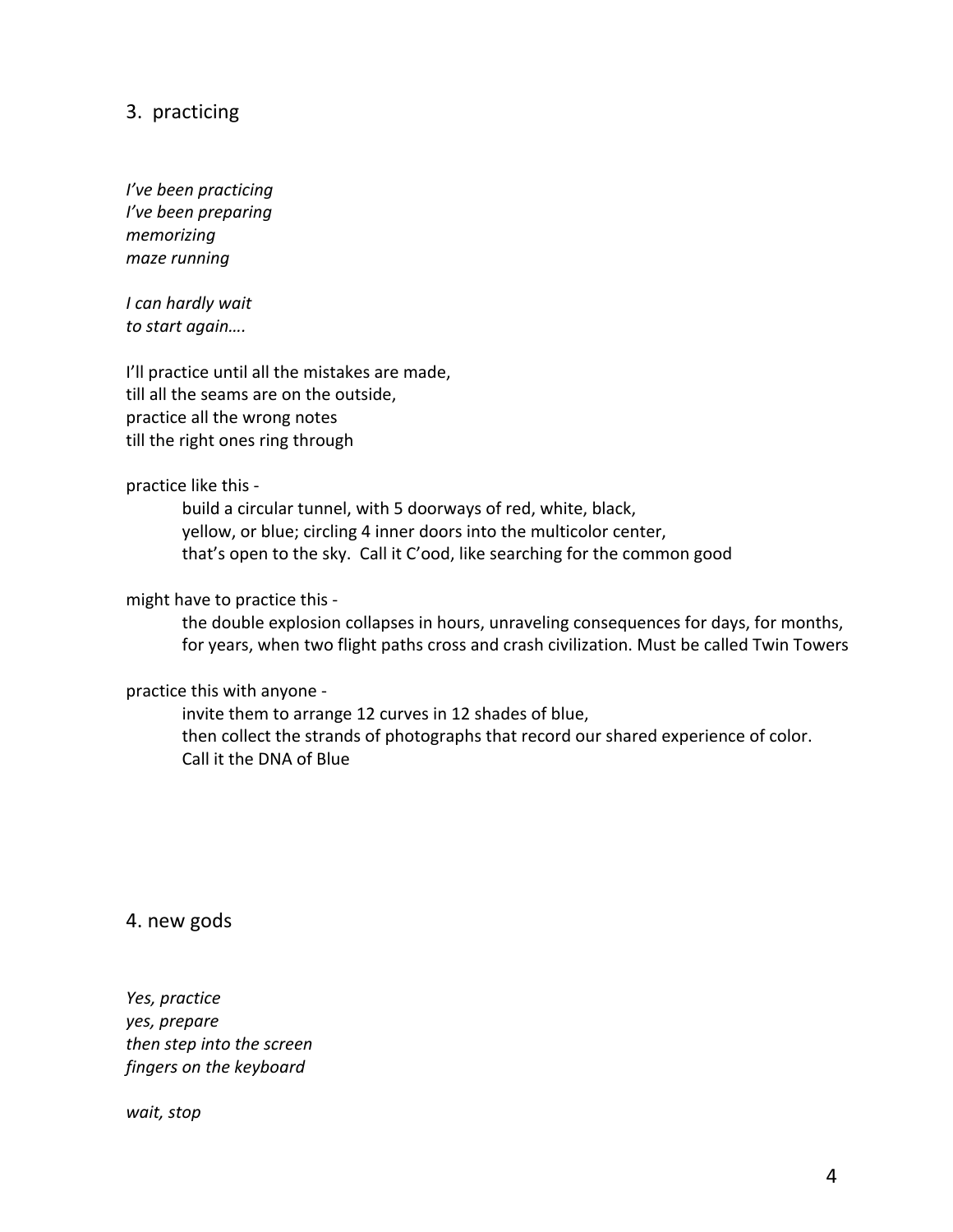## 3. practicing

*I've been practicing*
*I've been preparing*
*memorizing*
*maze running*

*I can hardly wait*
*to start again….*

I'll practice until all the mistakes are made,
till all the seams are on the outside,
practice all the wrong notes
till the right ones ring through

practice like this -

> build a circular tunnel, with 5 doorways of red, white, black,
> yellow, or blue; circling 4 inner doors into the multicolor center,
> that's open to the sky. Call it C'ood, like searching for the common good

might have to practice this -

> the double explosion collapses in hours, unraveling consequences for days, for months,
> for years, when two flight paths cross and crash civilization. Must be called Twin Towers

practice this with anyone -

> invite them to arrange 12 curves in 12 shades of blue,
> then collect the strands of photographs that record our shared experience of color.
> Call it the DNA of Blue

## 4. new gods

*Yes, practice*
*yes, prepare*
*then step into the screen*
*fingers on the keyboard*

*wait, stop*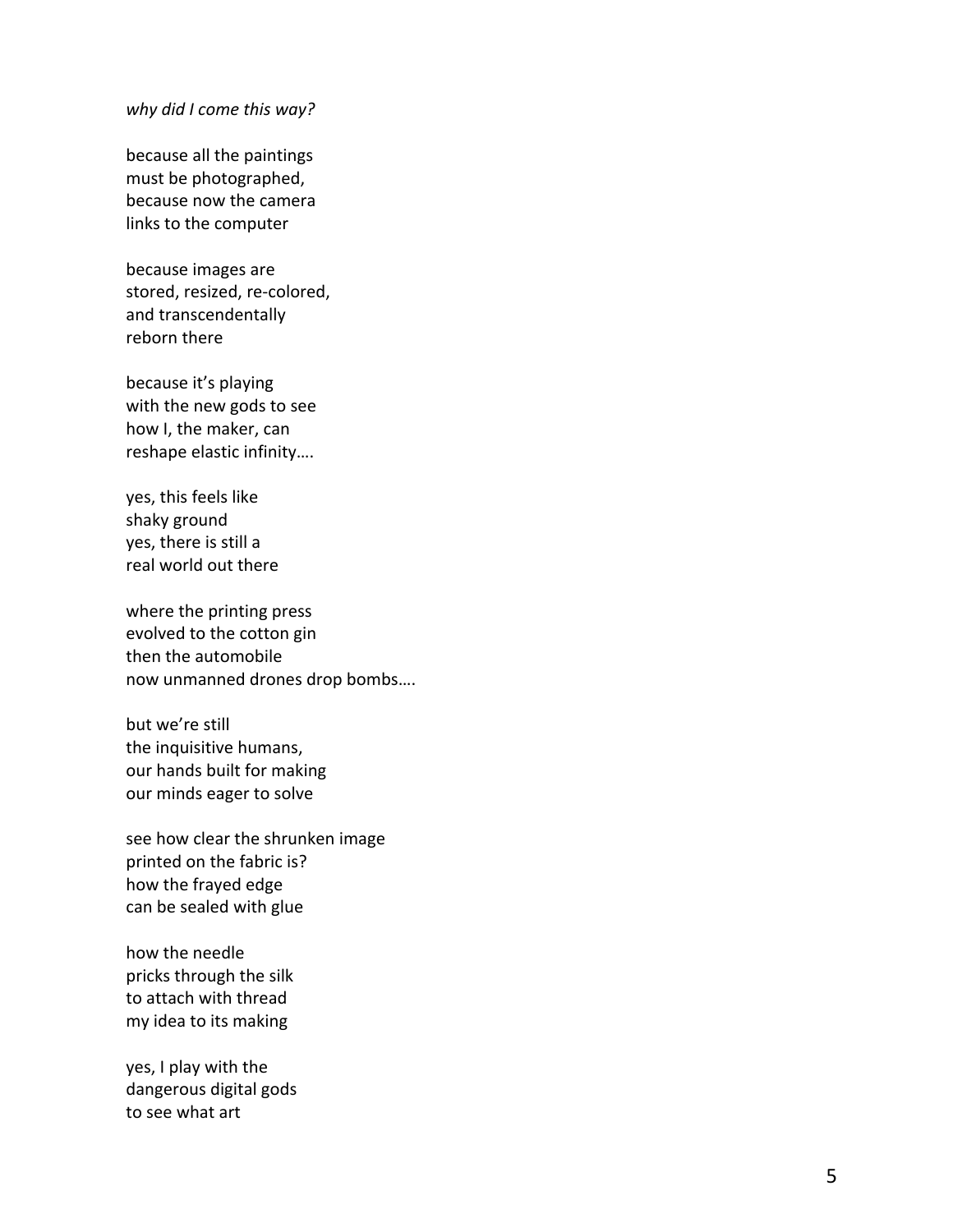*why did I come this way?*

because all the paintings  
must be photographed,  
because now the camera  
links to the computer

because images are  
stored, resized, re-colored,  
and transcendentally  
reborn there

because it's playing  
with the new gods to see  
how I, the maker, can  
reshape elastic infinity….

yes, this feels like  
shaky ground  
yes, there is still a  
real world out there

where the printing press  
evolved to the cotton gin  
then the automobile  
now unmanned drones drop bombs….

but we're still  
the inquisitive humans,  
our hands built for making  
our minds eager to solve

see how clear the shrunken image  
printed on the fabric is?  
how the frayed edge  
can be sealed with glue

how the needle  
pricks through the silk  
to attach with thread  
my idea to its making

yes, I play with the  
dangerous digital gods  
to see what art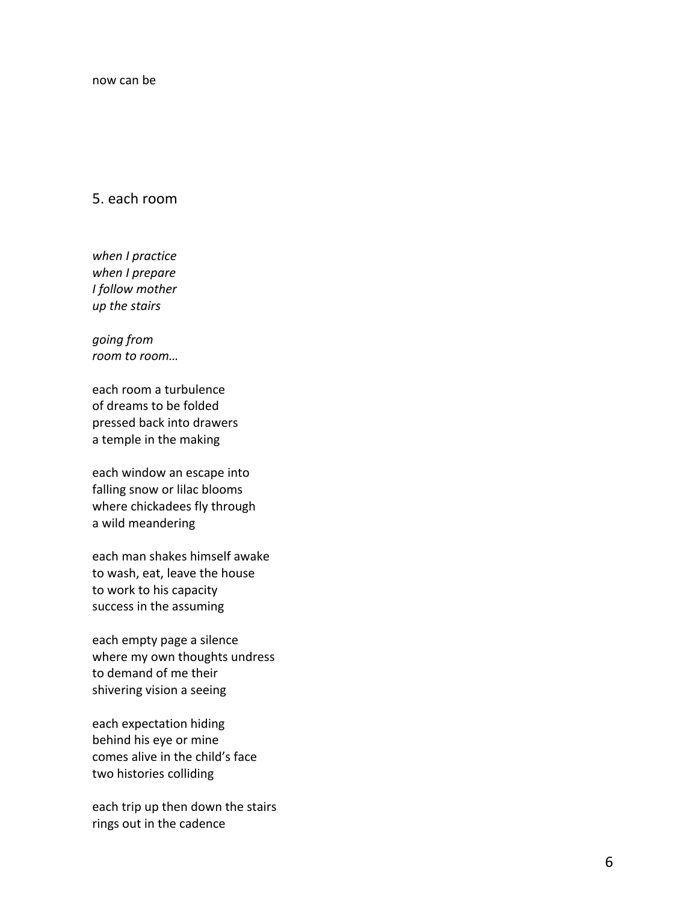now can be

## 5. each room

*when I practice*
*when I prepare*
*I follow mother*
*up the stairs*

*going from*
*room to room…*

each room a turbulence
of dreams to be folded
pressed back into drawers
a temple in the making

each window an escape into
falling snow or lilac blooms
where chickadees fly through
a wild meandering

each man shakes himself awake
to wash, eat, leave the house
to work to his capacity
success in the assuming

each empty page a silence
where my own thoughts undress
to demand of me their
shivering vision a seeing

each expectation hiding
behind his eye or mine
comes alive in the child's face
two histories colliding

each trip up then down the stairs
rings out in the cadence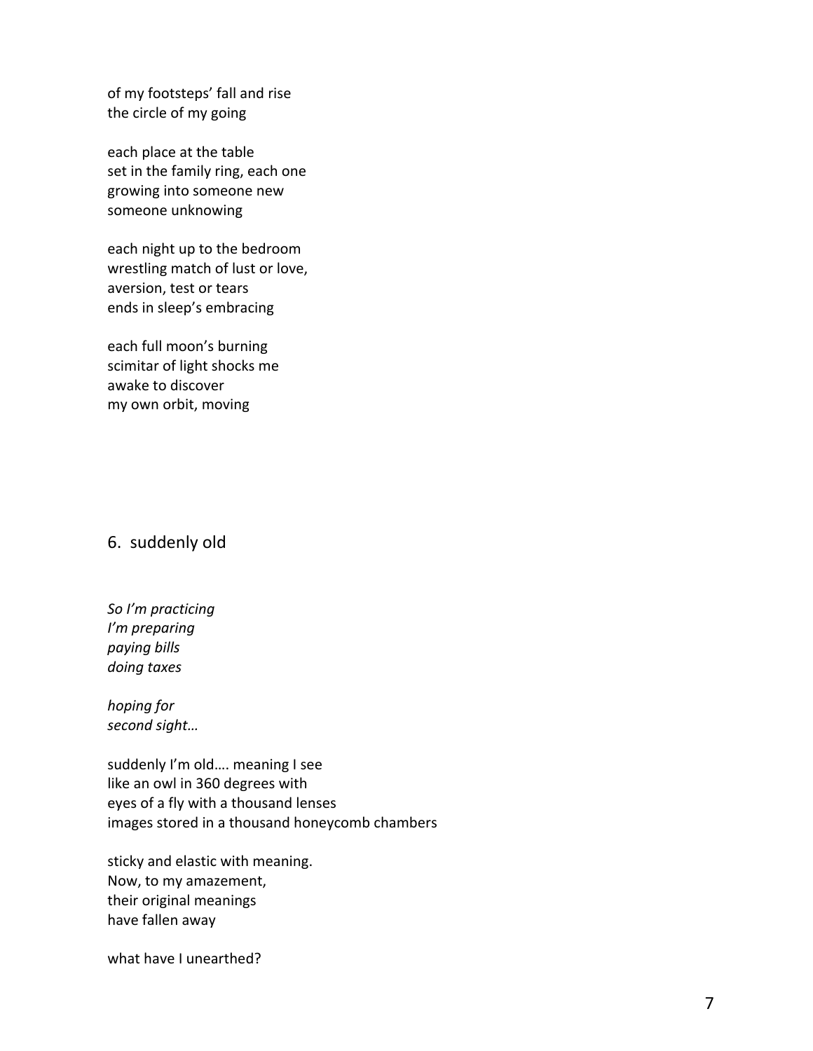of my footsteps' fall and rise
the circle of my going

each place at the table
set in the family ring, each one
growing into someone new
someone unknowing

each night up to the bedroom
wrestling match of lust or love,
aversion, test or tears
ends in sleep's embracing

each full moon's burning
scimitar of light shocks me
awake to discover
my own orbit, moving

## 6. suddenly old

*So I'm practicing*
*I'm preparing*
*paying bills*
*doing taxes*

*hoping for*
*second sight…*

suddenly I'm old…. meaning I see
like an owl in 360 degrees with
eyes of a fly with a thousand lenses
images stored in a thousand honeycomb chambers

sticky and elastic with meaning.
Now, to my amazement,
their original meanings
have fallen away

what have I unearthed?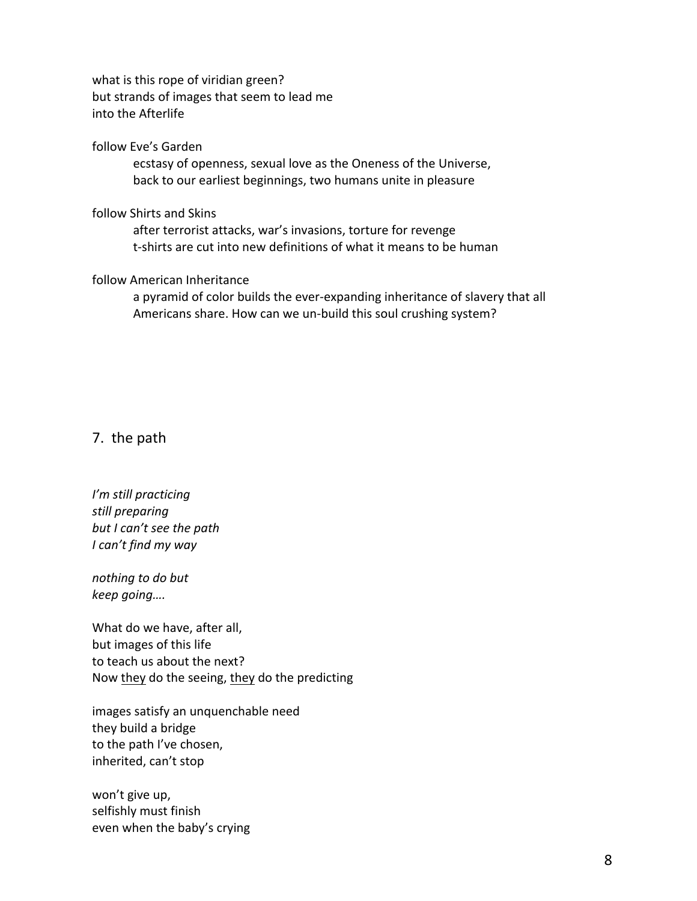what is this rope of viridian green?
but strands of images that seem to lead me
into the Afterlife

follow Eve's Garden

> ecstasy of openness, sexual love as the Oneness of the Universe,
> back to our earliest beginnings, two humans unite in pleasure

follow Shirts and Skins

> after terrorist attacks, war's invasions, torture for revenge
> t-shirts are cut into new definitions of what it means to be human

follow American Inheritance

> a pyramid of color builds the ever-expanding inheritance of slavery that all Americans share. How can we un-build this soul crushing system?

## 7. the path

*I'm still practicing*
*still preparing*
*but I can't see the path*
*I can't find my way*

*nothing to do but*
*keep going….*

What do we have, after all,
but images of this life
to teach us about the next?
Now <u>they</u> do the seeing, <u>they</u> do the predicting

images satisfy an unquenchable need
they build a bridge
to the path I've chosen,
inherited, can't stop

won't give up,
selfishly must finish
even when the baby's crying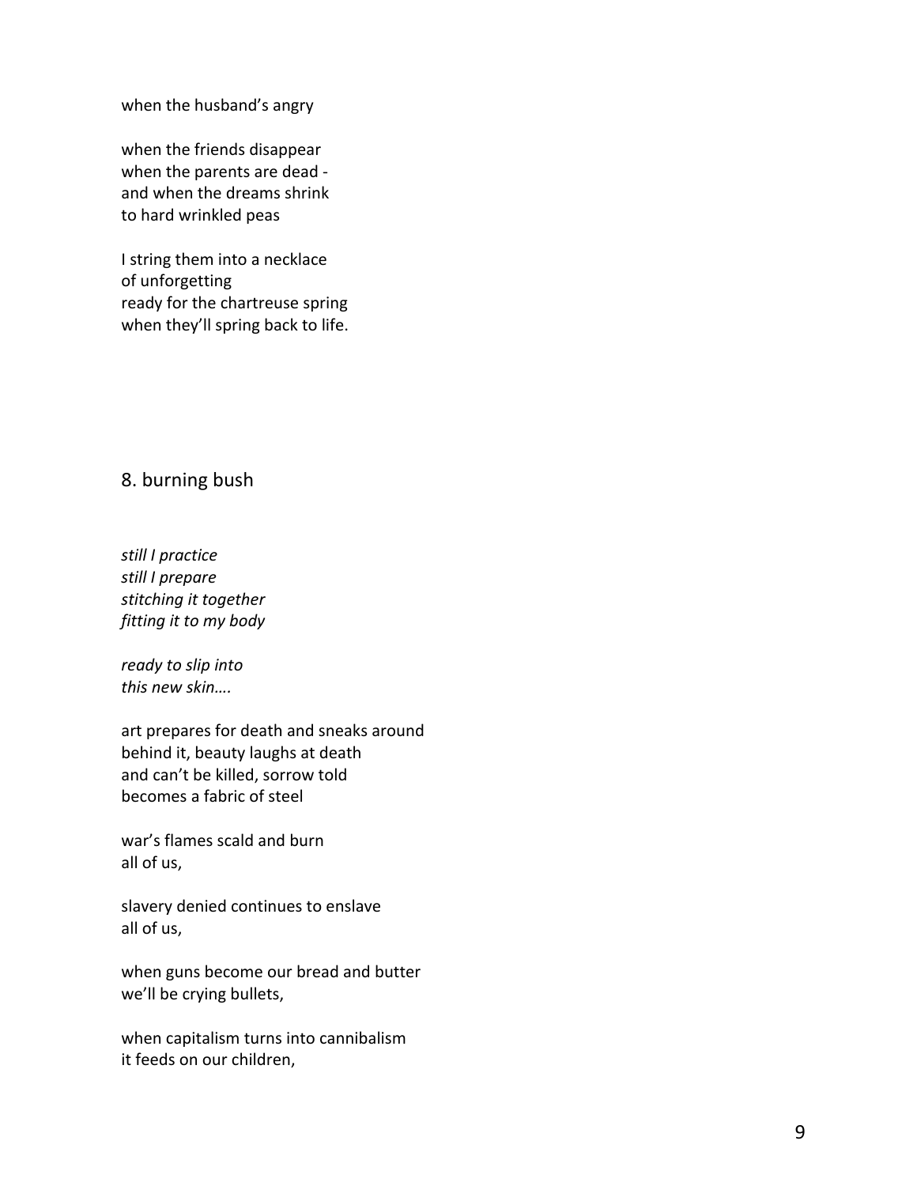when the husband's angry

when the friends disappear
when the parents are dead -
and when the dreams shrink
to hard wrinkled peas

I string them into a necklace
of unforgetting
ready for the chartreuse spring
when they'll spring back to life.

## 8. burning bush

*still I practice*
*still I prepare*
*stitching it together*
*fitting it to my body*

*ready to slip into*
*this new skin….*

art prepares for death and sneaks around
behind it, beauty laughs at death
and can't be killed, sorrow told
becomes a fabric of steel

war's flames scald and burn
all of us,

slavery denied continues to enslave
all of us,

when guns become our bread and butter
we'll be crying bullets,

when capitalism turns into cannibalism
it feeds on our children,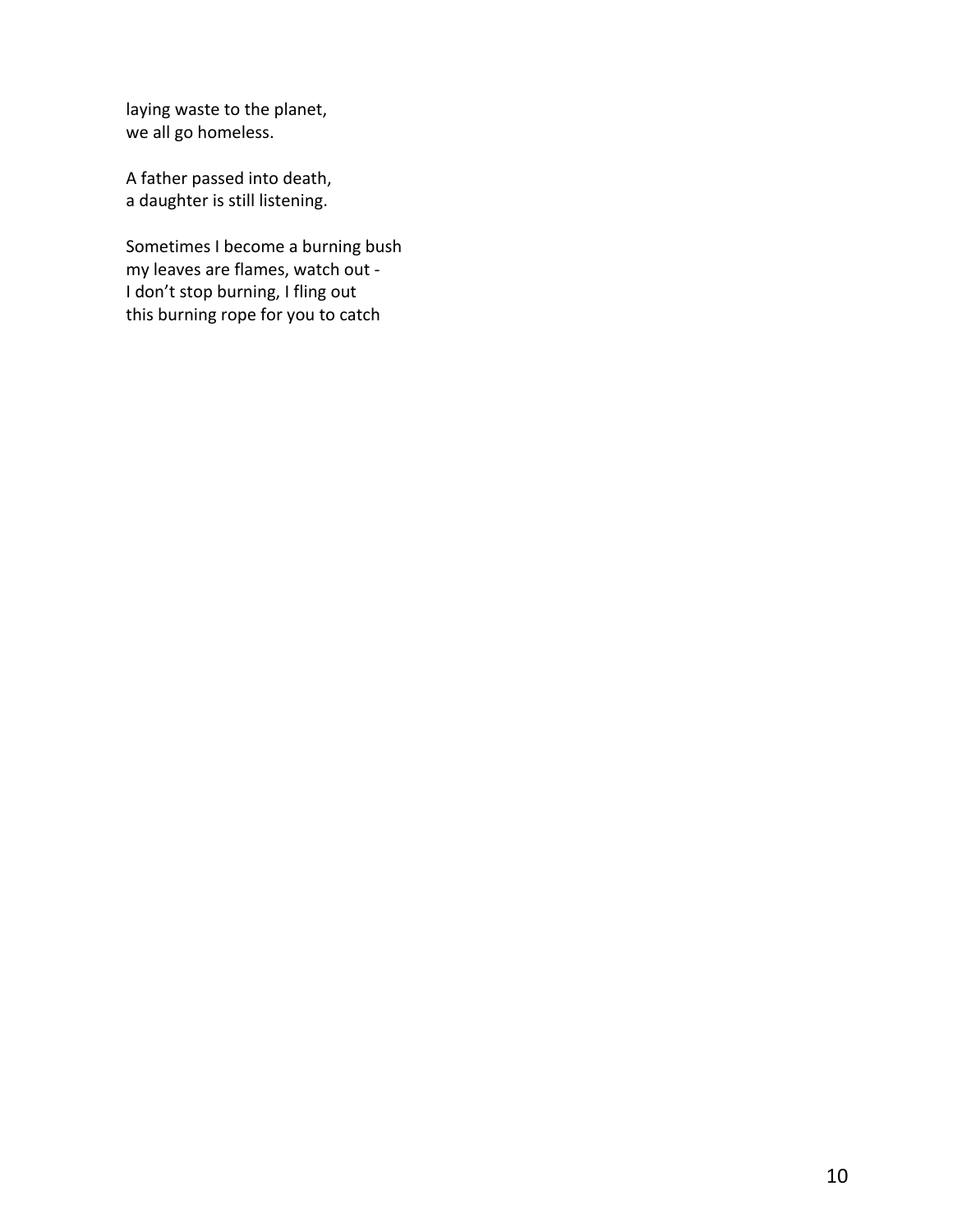laying waste to the planet,  
we all go homeless.

A father passed into death,  
a daughter is still listening.

Sometimes I become a burning bush  
my leaves are flames, watch out -  
I don't stop burning, I fling out  
this burning rope for you to catch